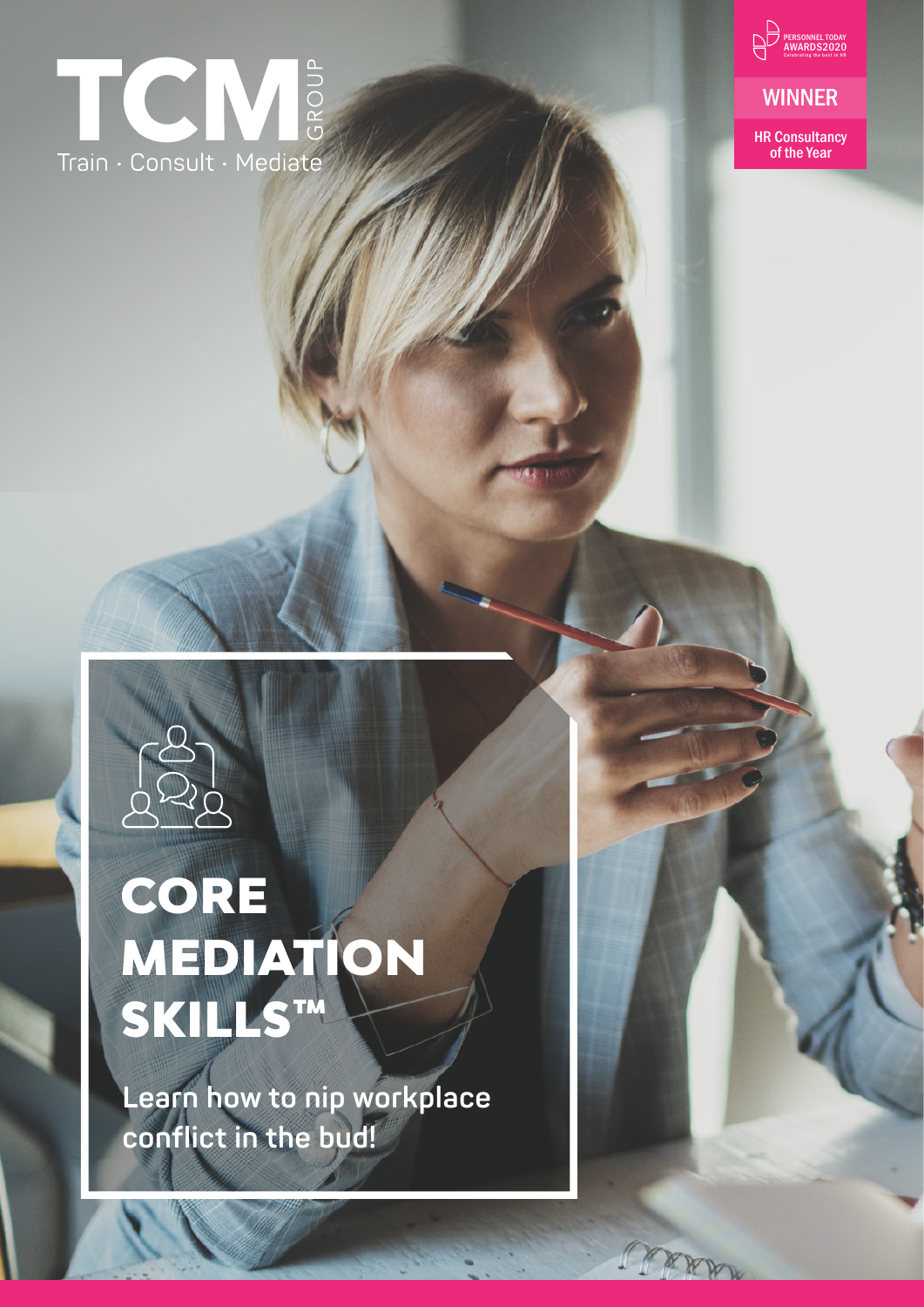TCM GROUP

Train · Consult · Mediate

PERSONNEL TODAY AWARDS2020 Celebrating the best in HR

WINNER

HR Consultancy of the Year

# CORE MEDIATION SKILLS™

**Learn how to nip workplace conflict in the bud!**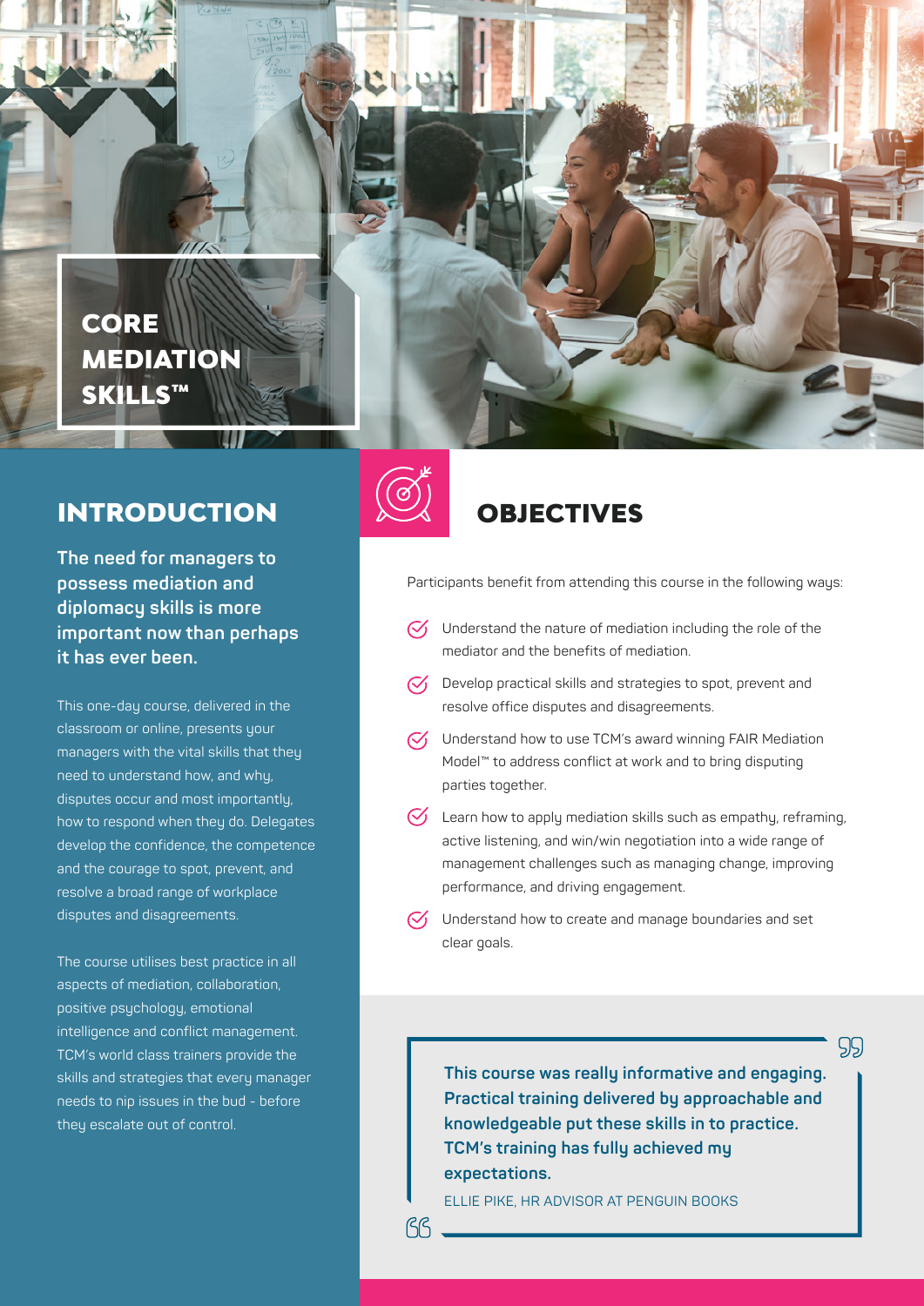# CORE MEDIATION SKILLS™

## INTRODUCTION

**The need for managers to possess mediation and diplomacy skills is more important now than perhaps it has ever been.**

This one-day course, delivered in the classroom or online, presents your managers with the vital skills that they need to understand how, and why, disputes occur and most importantly, how to respond when they do. Delegates develop the confidence, the competence and the courage to spot, prevent, and resolve a broad range of workplace disputes and disagreements.

The course utilises best practice in all aspects of mediation, collaboration, positive psychology, emotional intelligence and conflict management. TCM's world class trainers provide the skills and strategies that every manager needs to nip issues in the bud - before they escalate out of control.

## OBJECTIVES

Participants benefit from attending this course in the following ways:

- Understand the nature of mediation including the role of the mediator and the benefits of mediation.
- Develop practical skills and strategies to spot, prevent and resolve office disputes and disagreements.
- Understand how to use TCM's award winning FAIR Mediation Model™ to address conflict at work and to bring disputing parties together.
- Learn how to apply mediation skills such as empathy, reframing, active listening, and win/win negotiation into a wide range of management challenges such as managing change, improving performance, and driving engagement.
- Understand how to create and manage boundaries and set clear goals.

> **This course was really informative and engaging. Practical training delivered by approachable and knowledgeable put these skills in to practice. TCM's training has fully achieved my expectations.**
>
> ELLIE PIKE, HR ADVISOR AT PENGUIN BOOKS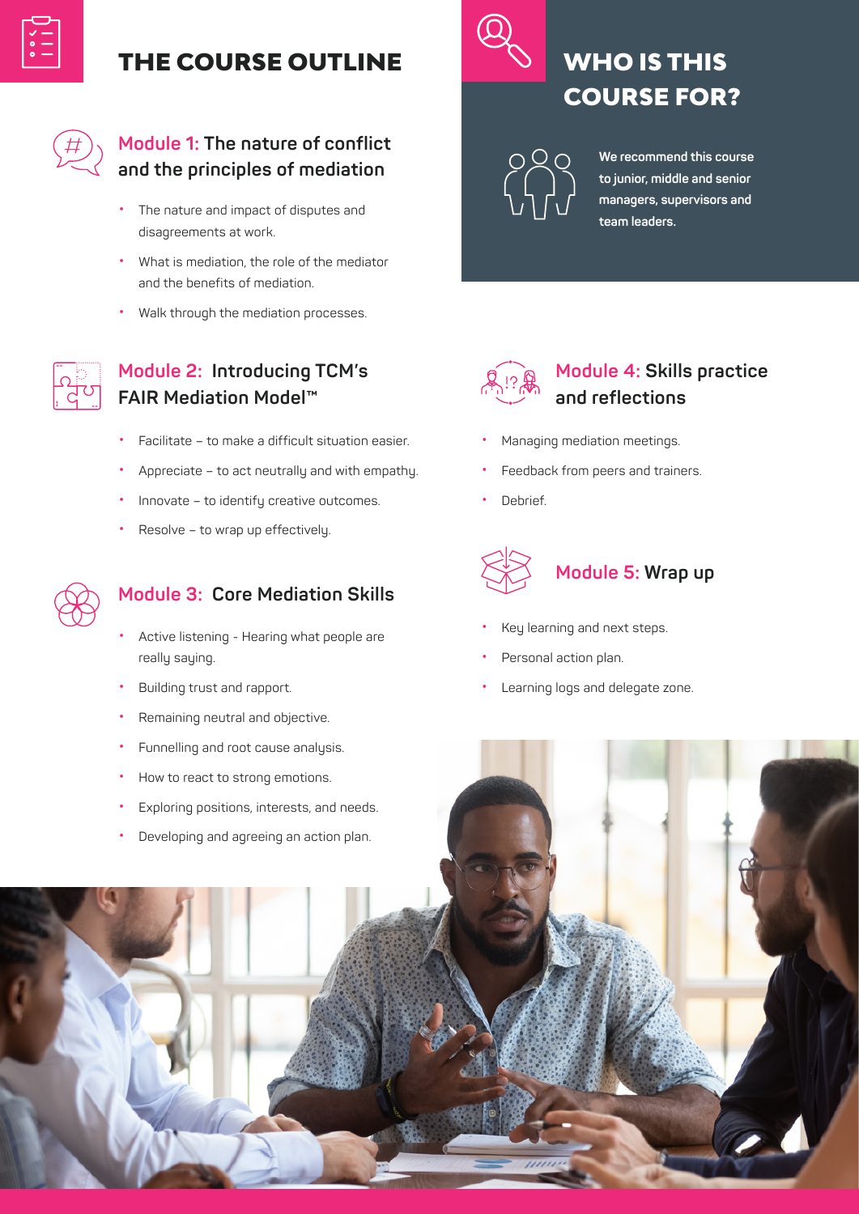# THE COURSE OUTLINE

### Module 1: The nature of conflict and the principles of mediation

- The nature and impact of disputes and disagreements at work.
- What is mediation, the role of the mediator and the benefits of mediation.
- Walk through the mediation processes.

### Module 2: Introducing TCM's FAIR Mediation Model™

- Facilitate – to make a difficult situation easier.
- Appreciate – to act neutrally and with empathy.
- Innovate – to identify creative outcomes.
- Resolve – to wrap up effectively.

### Module 3: Core Mediation Skills

- Active listening - Hearing what people are really saying.
- Building trust and rapport.
- Remaining neutral and objective.
- Funnelling and root cause analysis.
- How to react to strong emotions.
- Exploring positions, interests, and needs.
- Developing and agreeing an action plan.

# WHO IS THIS COURSE FOR?

**We recommend this course to junior, middle and senior managers, supervisors and team leaders.**

### Module 4: Skills practice and reflections

- Managing mediation meetings.
- Feedback from peers and trainers.
- Debrief.

### Module 5: Wrap up

- Key learning and next steps.
- Personal action plan.
- Learning logs and delegate zone.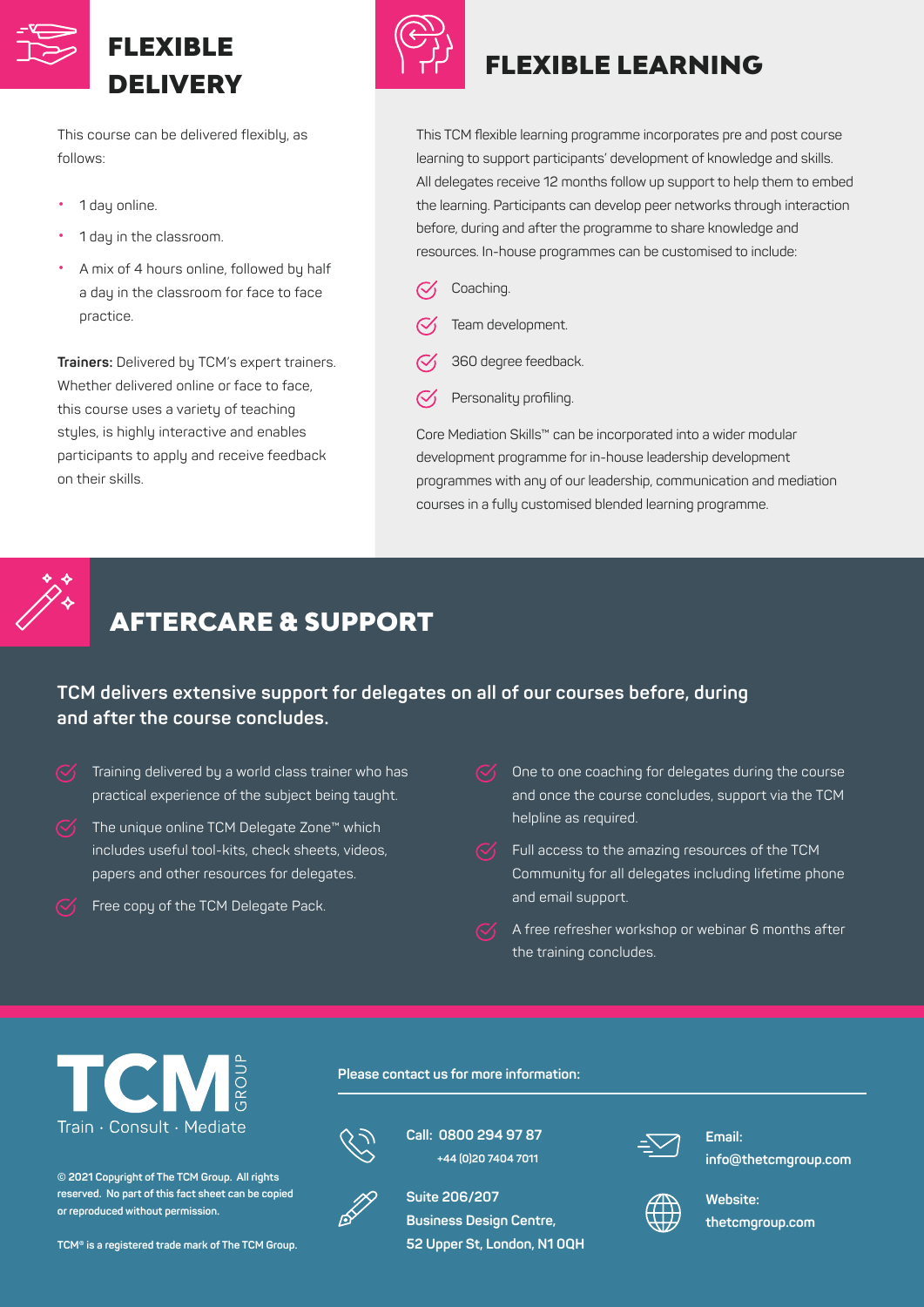## FLEXIBLE DELIVERY

This course can be delivered flexibly, as follows:

- 1 day online.
- 1 day in the classroom.
- A mix of 4 hours online, followed by half a day in the classroom for face to face practice.

**Trainers:** Delivered by TCM's expert trainers. Whether delivered online or face to face, this course uses a variety of teaching styles, is highly interactive and enables participants to apply and receive feedback on their skills.

## FLEXIBLE LEARNING

This TCM flexible learning programme incorporates pre and post course learning to support participants' development of knowledge and skills. All delegates receive 12 months follow up support to help them to embed the learning. Participants can develop peer networks through interaction before, during and after the programme to share knowledge and resources. In-house programmes can be customised to include:

- Coaching.
- Team development.
- 360 degree feedback.
- Personality profiling.

Core Mediation Skills™ can be incorporated into a wider modular development programme for in-house leadership development programmes with any of our leadership, communication and mediation courses in a fully customised blended learning programme.

## AFTERCARE & SUPPORT

**TCM delivers extensive support for delegates on all of our courses before, during and after the course concludes.**

- Training delivered by a world class trainer who has practical experience of the subject being taught.
- The unique online TCM Delegate Zone™ which includes useful tool-kits, check sheets, videos, papers and other resources for delegates.
- Free copy of the TCM Delegate Pack.
- One to one coaching for delegates during the course and once the course concludes, support via the TCM helpline as required.
- Full access to the amazing resources of the TCM Community for all delegates including lifetime phone and email support.
- A free refresher workshop or webinar 6 months after the training concludes.

TCM GROUP

Train · Consult · Mediate

© 2021 Copyright of The TCM Group. All rights reserved. No part of this fact sheet can be copied or reproduced without permission.

TCM® is a registered trade mark of The TCM Group.

**Please contact us for more information:**

**Call: 0800 294 97 87**
**+44 (0)20 7404 7011**

**Email:**
**info@thetcmgroup.com**

**Suite 206/207**
**Business Design Centre,**
**52 Upper St, London, N1 0QH**

**Website:**
**thetcmgroup.com**